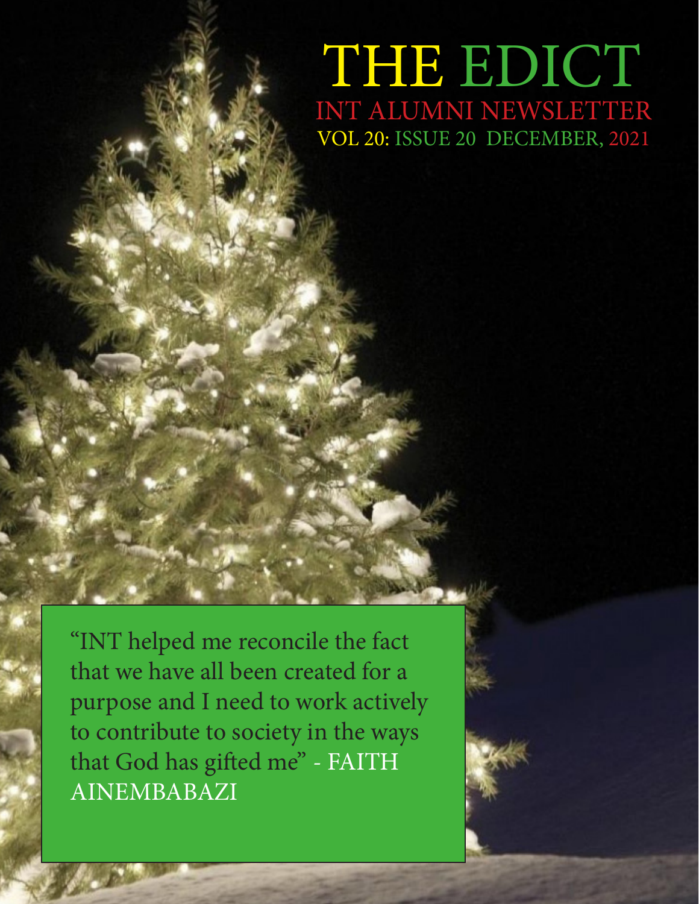# THE EDICT

## INT ALUMNI NEWSLETTER

VOL 20: ISSUE 20 DECEMBER, 2021

"INT helped me reconcile the fact that we have all been created for a purpose and I need to work actively to contribute to society in the ways that God has gifted me" - FAITH AINEMBABAZI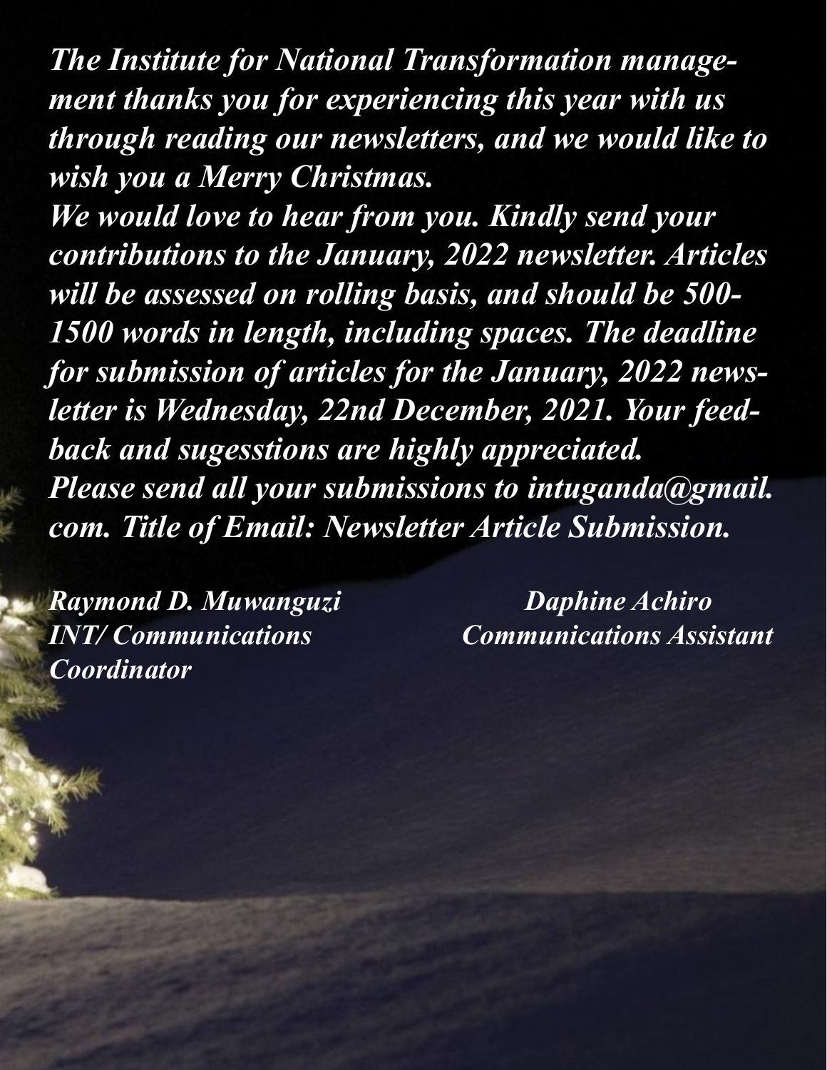*The Institute for National Transformation management thanks you for experiencing this year with us through reading our newsletters, and we would like to wish you a Merry Christmas.*

*We would love to hear from you. Kindly send your contributions to the January, 2022 newsletter. Articles will be assessed on rolling basis, and should be 500-1500 words in length, including spaces. The deadline for submission of articles for the January, 2022 newsletter is Wednesday, 22nd December, 2021. Your feedback and sugesstions are highly appreciated.*

*Please send all your submissions to intuganda@gmail.com. Title of Email: Newsletter Article Submission.*

*Raymond D. Muwanguzi*
*INT/ Communications Coordinator*

*Daphine Achiro*
*Communications Assistant*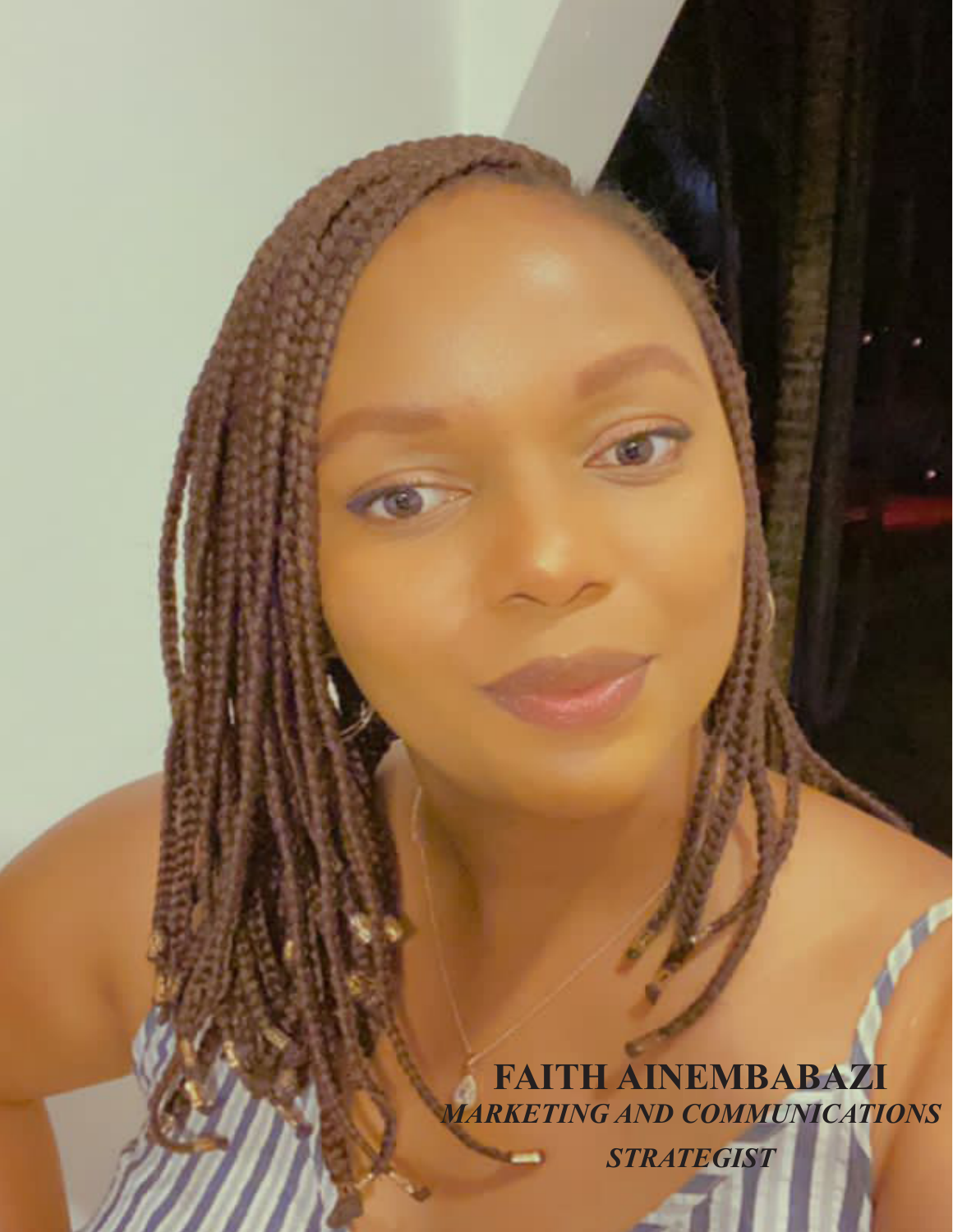**FAITH AINEMBABAZI**

***MARKETING AND COMMUNICATIONS STRATEGIST***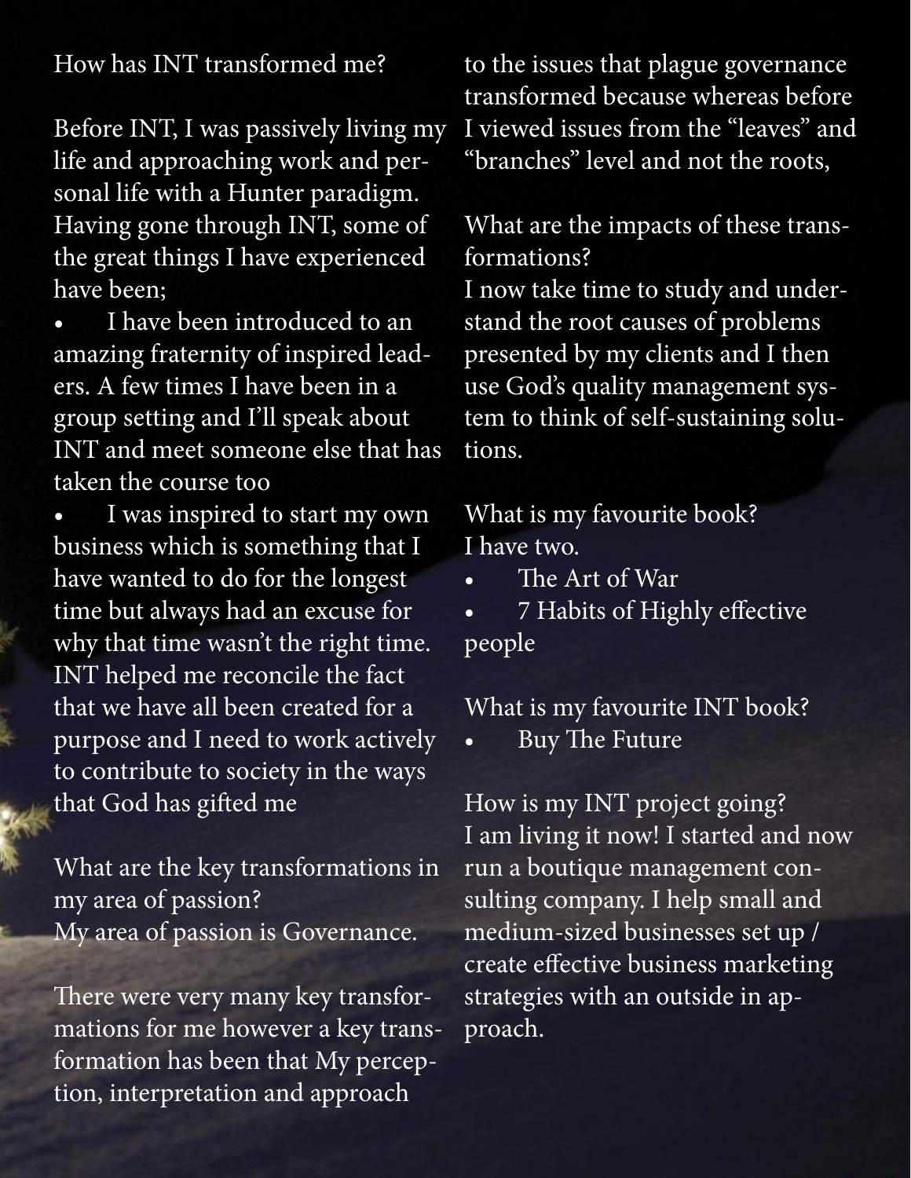How has INT transformed me?

Before INT, I was passively living my life and approaching work and personal life with a Hunter paradigm. Having gone through INT, some of the great things I have experienced have been;

- I have been introduced to an amazing fraternity of inspired leaders. A few times I have been in a group setting and I'll speak about INT and meet someone else that has taken the course too
- I was inspired to start my own business which is something that I have wanted to do for the longest time but always had an excuse for why that time wasn't the right time. INT helped me reconcile the fact that we have all been created for a purpose and I need to work actively to contribute to society in the ways that God has gifted me

What are the key transformations in my area of passion?
My area of passion is Governance.

There were very many key transformations for me however a key transformation has been that My perception, interpretation and approach to the issues that plague governance transformed because whereas before I viewed issues from the "leaves" and "branches" level and not the roots,

What are the impacts of these transformations?
I now take time to study and understand the root causes of problems presented by my clients and I then use God's quality management system to think of self-sustaining solutions.

What is my favourite book?
I have two.

- The Art of War
- 7 Habits of Highly effective people

What is my favourite INT book?

- Buy The Future

How is my INT project going?
I am living it now! I started and now run a boutique management consulting company. I help small and medium-sized businesses set up / create effective business marketing strategies with an outside in approach.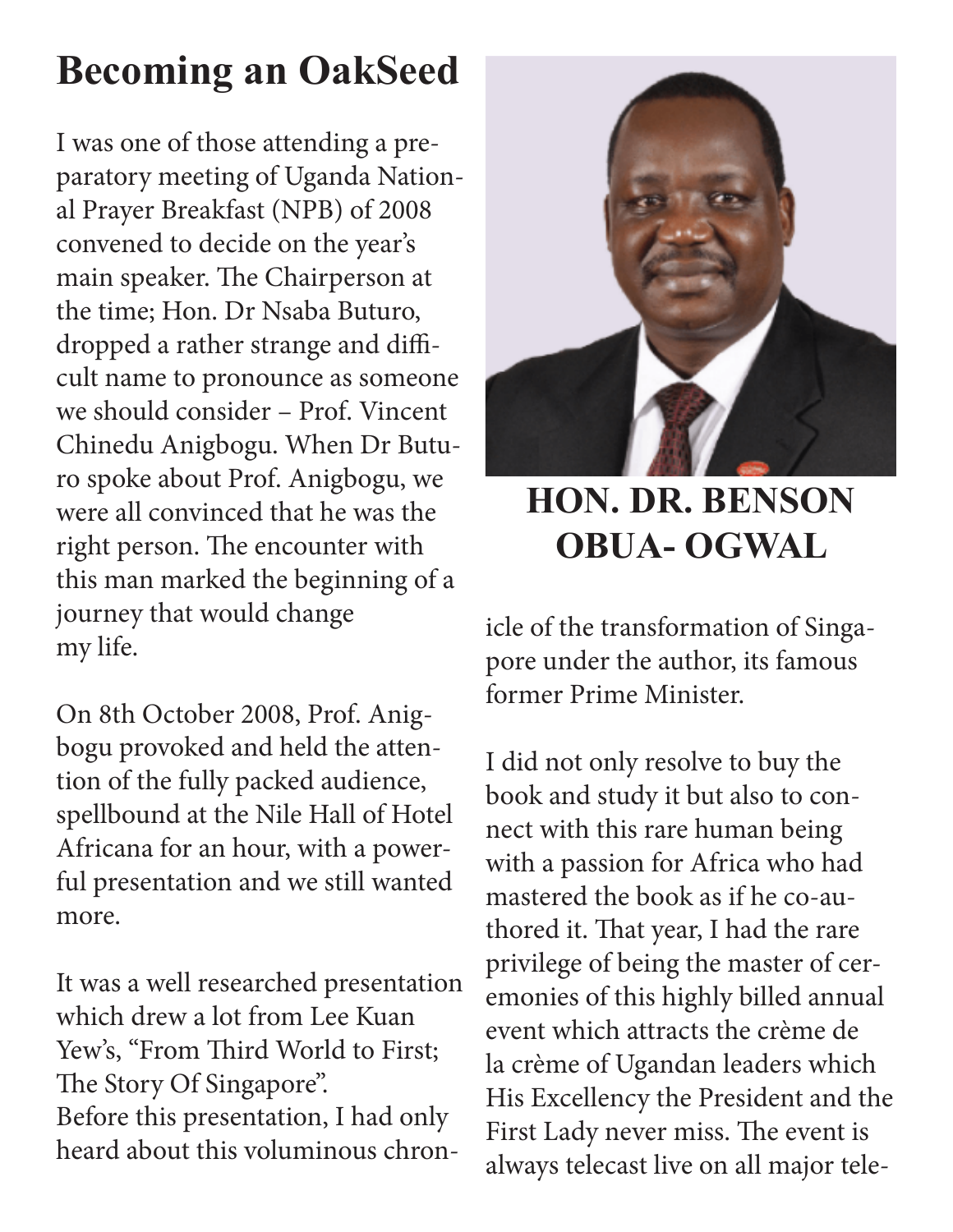# Becoming an OakSeed

I was one of those attending a preparatory meeting of Uganda National Prayer Breakfast (NPB) of 2008 convened to decide on the year's main speaker. The Chairperson at the time; Hon. Dr Nsaba Buturo, dropped a rather strange and difficult name to pronounce as someone we should consider – Prof. Vincent Chinedu Anigbogu. When Dr Buturo spoke about Prof. Anigbogu, we were all convinced that he was the right person. The encounter with this man marked the beginning of a journey that would change my life.

On 8th October 2008, Prof. Anigbogu provoked and held the attention of the fully packed audience, spellbound at the Nile Hall of Hotel Africana for an hour, with a powerful presentation and we still wanted more.

It was a well researched presentation which drew a lot from Lee Kuan Yew's, "From Third World to First; The Story Of Singapore".
Before this presentation, I had only heard about this voluminous chronicle of the transformation of Singapore under the author, its famous former Prime Minister.

**HON. DR. BENSON OBUA- OGWAL**

I did not only resolve to buy the book and study it but also to connect with this rare human being with a passion for Africa who had mastered the book as if he co-authored it. That year, I had the rare privilege of being the master of ceremonies of this highly billed annual event which attracts the crème de la crème of Ugandan leaders which His Excellency the President and the First Lady never miss. The event is always telecast live on all major tele-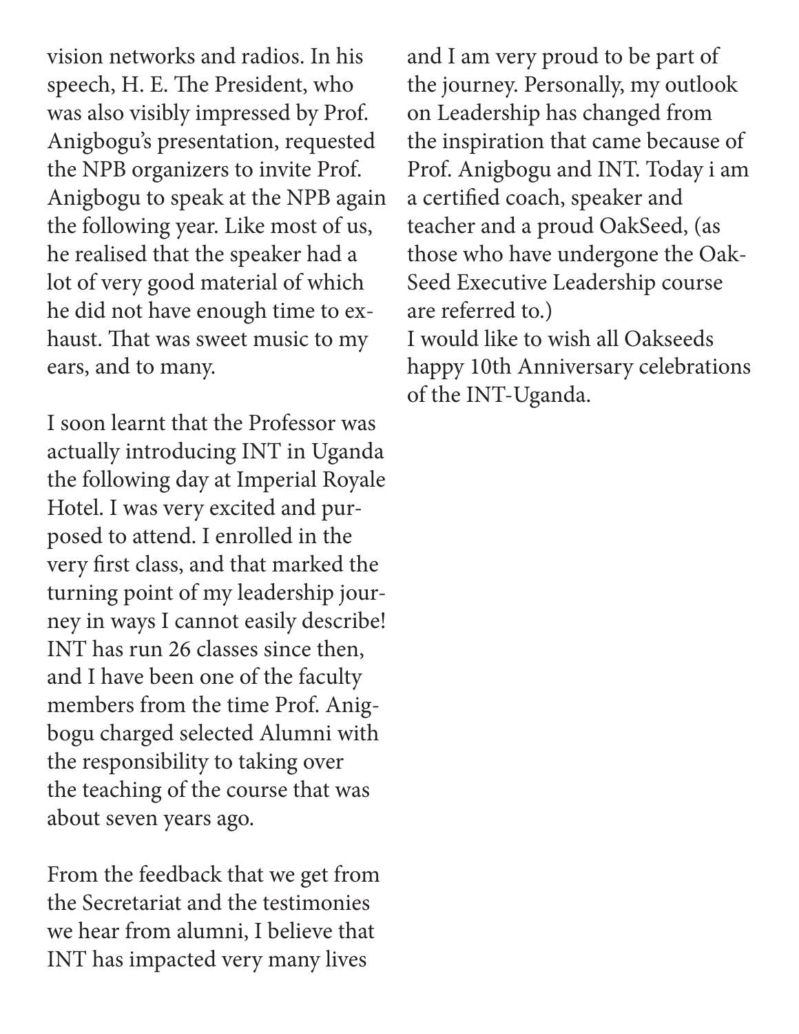vision networks and radios. In his speech, H. E. The President, who was also visibly impressed by Prof. Anigbogu's presentation, requested the NPB organizers to invite Prof. Anigbogu to speak at the NPB again the following year. Like most of us, he realised that the speaker had a lot of very good material of which he did not have enough time to exhaust. That was sweet music to my ears, and to many.

I soon learnt that the Professor was actually introducing INT in Uganda the following day at Imperial Royale Hotel. I was very excited and purposed to attend. I enrolled in the very first class, and that marked the turning point of my leadership journey in ways I cannot easily describe! INT has run 26 classes since then, and I have been one of the faculty members from the time Prof. Anigbogu charged selected Alumni with the responsibility to taking over the teaching of the course that was about seven years ago.

From the feedback that we get from the Secretariat and the testimonies we hear from alumni, I believe that INT has impacted very many lives and I am very proud to be part of the journey. Personally, my outlook on Leadership has changed from the inspiration that came because of Prof. Anigbogu and INT. Today i am a certified coach, speaker and teacher and a proud OakSeed, (as those who have undergone the Oak-Seed Executive Leadership course are referred to.)
I would like to wish all Oakseeds happy 10th Anniversary celebrations of the INT-Uganda.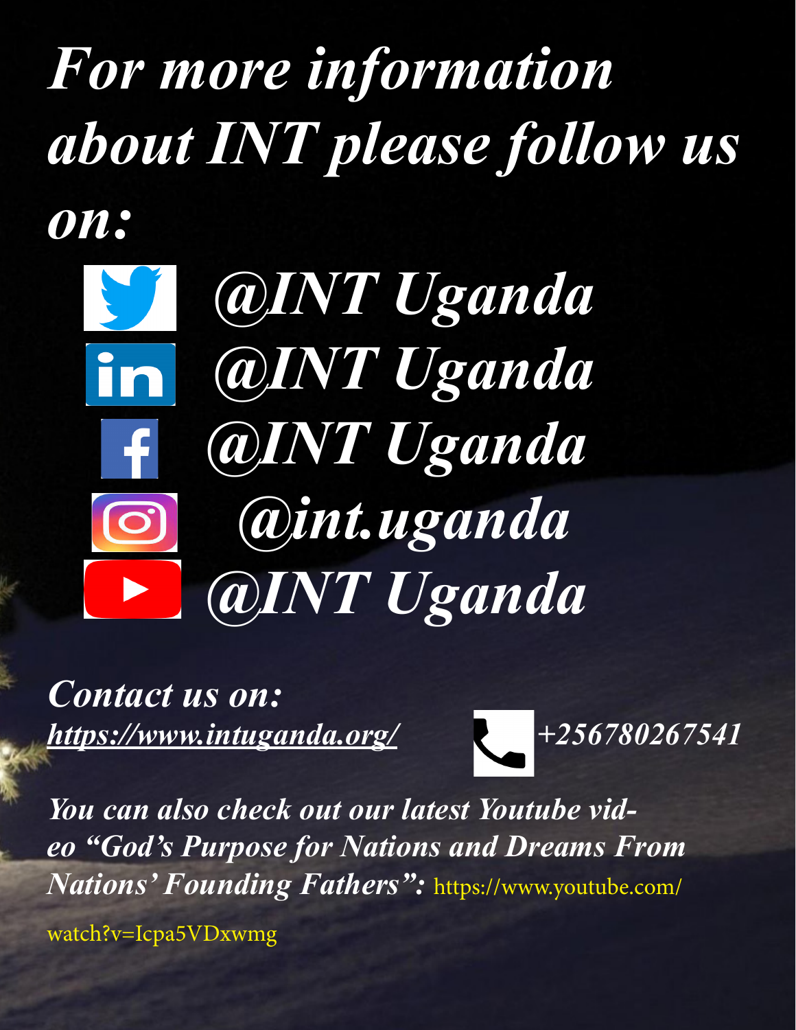# *For more information about INT please follow us on:*

*@INT Uganda*

*@INT Uganda*

*@INT Uganda*

*@int.uganda*

*@INT Uganda*

***Contact us on:***

***https://www.intuganda.org/***

***+256780267541***

***You can also check out our latest Youtube video "God's Purpose for Nations and Dreams From Nations' Founding Fathers":*** https://www.youtube.com/watch?v=Icpa5VDxwmg